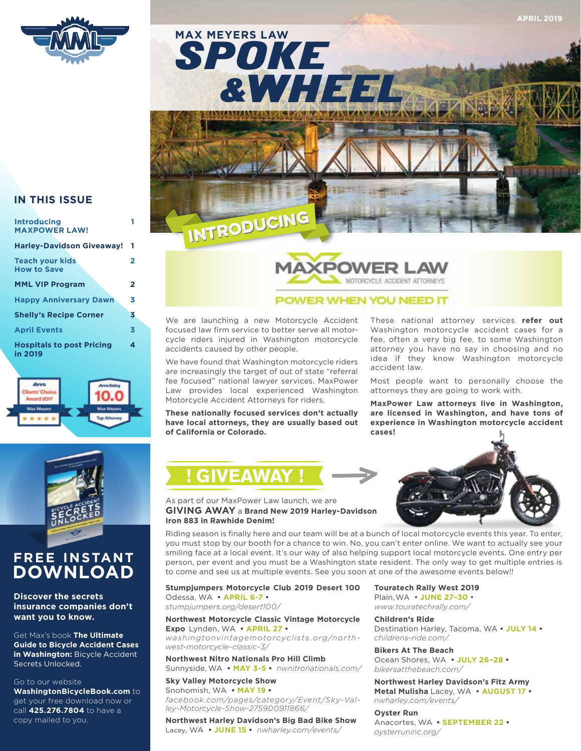APRIL 2019

# MAX MEYERS LAW SPOKE & WHEEL

## IN THIS ISSUE

| | |
|---|---|
| Introducing MAXPOWER LAW! | 1 |
| Harley-Davidson Giveaway! | 1 |
| Teach your kids How to Save | 2 |
| MML VIP Program | 2 |
| Happy Anniversary Dawn | 3 |
| Shelly's Recipe Corner | 3 |
| April Events | 3 |
| Hospitals to post Pricing in 2019 | 4 |

Avvo Clients' Choice Award 2017 Max Meyers ★★★★★

Avvo Rating 10.0 Max Meyers Top Attorney

## FREE INSTANT DOWNLOAD

**Discover the secrets insurance companies don't want you to know.**

Get Max's book **The Ultimate Guide to Bicycle Accident Cases in Washington:** Bicycle Accident Secrets Unlocked.

Go to our website **WashingtonBicycleBook.com** to get your free download now or call **425.276.7804** to have a copy mailed to you.

## INTRODUCING

# MAXPOWER LAW

MOTORCYCLE ACCIDENT ATTORNEYS

**POWER WHEN YOU NEED IT**

We are launching a new Motorcycle Accident focused law firm service to better serve all motorcycle riders injured in Washington motorcycle accidents caused by other people.

We have found that Washington motorcycle riders are increasingly the target of out of state "referral fee focused" national lawyer services. MaxPower Law provides local experienced Washington Motorcycle Accident Attorneys for riders.

**These nationally focused services don't actually have local attorneys, they are usually based out of California or Colorado.**

These national attorney services **refer out** Washington motorcycle accident cases for a fee, often a very big fee, to some Washington attorney you have no say in choosing and no idea if they know Washington motorcycle accident law.

Most people want to personally choose the attorneys they are going to work with.

**MaxPower Law attorneys live in Washington, are licensed in Washington, and have tons of experience in Washington motorcycle accident cases!**

## ! GIVEAWAY !

As part of our MaxPower Law launch, we are **GIVING AWAY** a **Brand New 2019 Harley-Davidson Iron 883 in Rawhide Denim!**

Riding season is finally here and our team will be at a bunch of local motorcycle events this year. To enter, you must stop by our booth for a chance to win. No, you can't enter online. We want to actually see your smiling face at a local event. It's our way of also helping support local motorcycle events. One entry per person, per event and you must be a Washington state resident. The only way to get multiple entries is to come and see us at multiple events. See you soon at one of the awesome events below!!

**Stumpjumpers Motorcycle Club 2019 Desert 100**
Odessa, WA • **APRIL 6-7** •
*stumpjumpers.org/desert100/*

**Northwest Motorcycle Classic Vintage Motorcycle Expo** Lynden, WA • **APRIL 27** •
*washingtonvintagemotorcyclists.org/north-west-motorcycle-classic-3/*

**Northwest Nitro Nationals Pro Hill Climb**
Sunnyside, WA • **MAY 3-5** • *nwnitronationals.com/*

**Sky Valley Motorcycle Show**
Snohomish, WA • **MAY 19** •
*facebook.com/pages/category/Event/Sky-Valley-Motorcycle-Show-275900911866/*

**Northwest Harley Davidson's Big Bad Bike Show**
Lacey, WA • **JUNE 15** • *nwharley.com/events/*

**Touratech Rally West 2019**
Plain, WA • **JUNE 27-30** •
*www.touratechrally.com/*

**Children's Ride**
Destination Harley, Tacoma, WA • **JULY 14** •
*childrens-ride.com/*

**Bikers At The Beach**
Ocean Shores, WA • **JULY 26-28** •
*bikersatthebeach.com/*

**Northwest Harley Davidson's Fitz Army Metal Mulisha** Lacey, WA • **AUGUST 17** •
*nwharley.com/events/*

**Oyster Run**
Anacortes, WA • **SEPTEMBER 22** •
*oysterruninc.org/*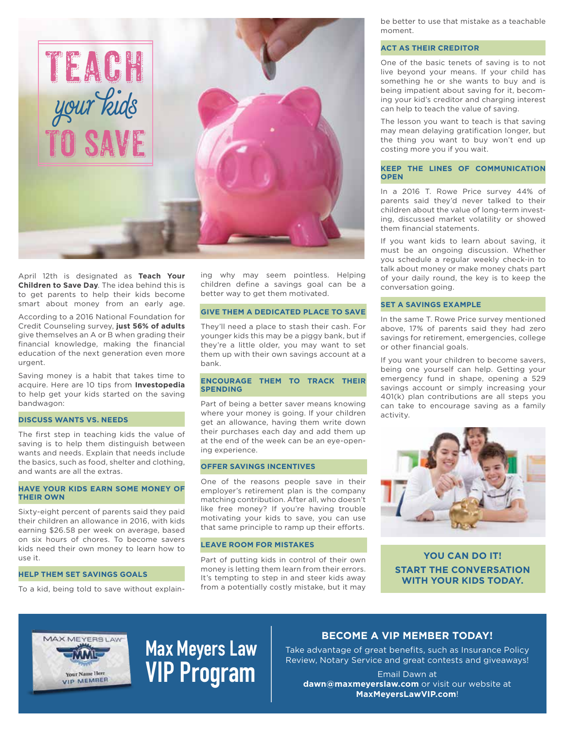# TEACH *your kids* TO SAVE

April 12th is designated as **Teach Your Children to Save Day**. The idea behind this is to get parents to help their kids become smart about money from an early age.

According to a 2016 National Foundation for Credit Counseling survey, **just 56% of adults** give themselves an A or B when grading their financial knowledge, making the financial education of the next generation even more urgent.

Saving money is a habit that takes time to acquire. Here are 10 tips from **Investopedia** to help get your kids started on the saving bandwagon:

### DISCUSS WANTS VS. NEEDS

The first step in teaching kids the value of saving is to help them distinguish between wants and needs. Explain that needs include the basics, such as food, shelter and clothing, and wants are all the extras.

### HAVE YOUR KIDS EARN SOME MONEY OF THEIR OWN

Sixty-eight percent of parents said they paid their children an allowance in 2016, with kids earning $26.58 per week on average, based on six hours of chores. To become savers kids need their own money to learn how to use it.

### HELP THEM SET SAVINGS GOALS

To a kid, being told to save without explaining why may seem pointless. Helping children define a savings goal can be a better way to get them motivated.

### GIVE THEM A DEDICATED PLACE TO SAVE

They'll need a place to stash their cash. For younger kids this may be a piggy bank, but if they're a little older, you may want to set them up with their own savings account at a bank.

### ENCOURAGE THEM TO TRACK THEIR SPENDING

Part of being a better saver means knowing where your money is going. If your children get an allowance, having them write down their purchases each day and add them up at the end of the week can be an eye-opening experience.

### OFFER SAVINGS INCENTIVES

One of the reasons people save in their employer's retirement plan is the company matching contribution. After all, who doesn't like free money? If you're having trouble motivating your kids to save, you can use that same principle to ramp up their efforts.

### LEAVE ROOM FOR MISTAKES

Part of putting kids in control of their own money is letting them learn from their errors. It's tempting to step in and steer kids away from a potentially costly mistake, but it may be better to use that mistake as a teachable moment.

### ACT AS THEIR CREDITOR

One of the basic tenets of saving is to not live beyond your means. If your child has something he or she wants to buy and is being impatient about saving for it, becoming your kid's creditor and charging interest can help to teach the value of saving.

The lesson you want to teach is that saving may mean delaying gratification longer, but the thing you want to buy won't end up costing more you if you wait.

### KEEP THE LINES OF COMMUNICATION OPEN

In a 2016 T. Rowe Price survey 44% of parents said they'd never talked to their children about the value of long-term investing, discussed market volatility or showed them financial statements.

If you want kids to learn about saving, it must be an ongoing discussion. Whether you schedule a regular weekly check-in to talk about money or make money chats part of your daily round, the key is to keep the conversation going.

### SET A SAVINGS EXAMPLE

In the same T. Rowe Price survey mentioned above, 17% of parents said they had zero savings for retirement, emergencies, college or other financial goals.

If you want your children to become savers, being one yourself can help. Getting your emergency fund in shape, opening a 529 savings account or simply increasing your 401(k) plan contributions are all steps you can take to encourage saving as a family activity.

**YOU CAN DO IT!**
**START THE CONVERSATION WITH YOUR KIDS TODAY.**

---

MAX MEYERS LAW
MML
Your Name Here
VIP MEMBER

## Max Meyers Law VIP Program

### BECOME A VIP MEMBER TODAY!

Take advantage of great benefits, such as Insurance Policy Review, Notary Service and great contests and giveaways!

Email Dawn at **dawn@maxmeyerslaw.com** or visit our website at **MaxMeyersLawVIP.com**!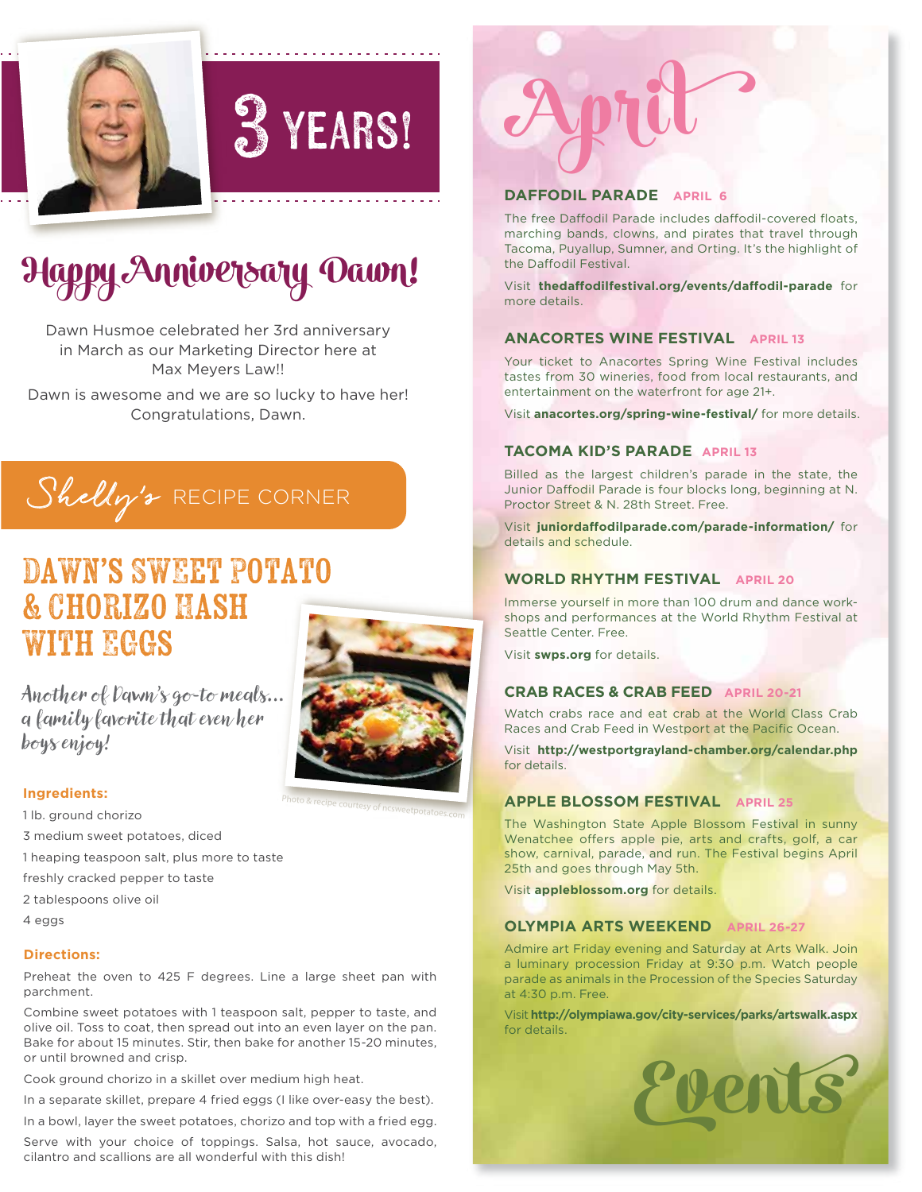# 3 YEARS!

## Happy Anniversary Dawn!

Dawn Husmoe celebrated her 3rd anniversary in March as our Marketing Director here at Max Meyers Law!!

Dawn is awesome and we are so lucky to have her! Congratulations, Dawn.

## Shelly's RECIPE CORNER

### DAWN'S SWEET POTATO & CHORIZO HASH WITH EGGS

*Another of Dawn's go-to meals... a family favorite that even her boys enjoy!*

Photo & recipe courtesy of ncsweetpotatoes.com

**Ingredients:**

1 lb. ground chorizo

3 medium sweet potatoes, diced

1 heaping teaspoon salt, plus more to taste

freshly cracked pepper to taste

2 tablespoons olive oil

4 eggs

**Directions:**

Preheat the oven to 425 F degrees. Line a large sheet pan with parchment.

Combine sweet potatoes with 1 teaspoon salt, pepper to taste, and olive oil. Toss to coat, then spread out into an even layer on the pan. Bake for about 15 minutes. Stir, then bake for another 15-20 minutes, or until browned and crisp.

Cook ground chorizo in a skillet over medium high heat.

In a separate skillet, prepare 4 fried eggs (I like over-easy the best).

In a bowl, layer the sweet potatoes, chorizo and top with a fried egg.

Serve with your choice of toppings. Salsa, hot sauce, avocado, cilantro and scallions are all wonderful with this dish!

## April Events

### DAFFODIL PARADE APRIL 6

The free Daffodil Parade includes daffodil-covered floats, marching bands, clowns, and pirates that travel through Tacoma, Puyallup, Sumner, and Orting. It's the highlight of the Daffodil Festival.

Visit **thedaffodilfestival.org/events/daffodil-parade** for more details.

### ANACORTES WINE FESTIVAL APRIL 13

Your ticket to Anacortes Spring Wine Festival includes tastes from 30 wineries, food from local restaurants, and entertainment on the waterfront for age 21+.

Visit **anacortes.org/spring-wine-festival/** for more details.

### TACOMA KID'S PARADE APRIL 13

Billed as the largest children's parade in the state, the Junior Daffodil Parade is four blocks long, beginning at N. Proctor Street & N. 28th Street. Free.

Visit **juniordaffodilparade.com/parade-information/** for details and schedule.

### WORLD RHYTHM FESTIVAL APRIL 20

Immerse yourself in more than 100 drum and dance workshops and performances at the World Rhythm Festival at Seattle Center. Free.

Visit **swps.org** for details.

### CRAB RACES & CRAB FEED APRIL 20-21

Watch crabs race and eat crab at the World Class Crab Races and Crab Feed in Westport at the Pacific Ocean.

Visit **http://westportgrayland-chamber.org/calendar.php** for details.

### APPLE BLOSSOM FESTIVAL APRIL 25

The Washington State Apple Blossom Festival in sunny Wenatchee offers apple pie, arts and crafts, golf, a car show, carnival, parade, and run. The Festival begins April 25th and goes through May 5th.

Visit **appleblossom.org** for details.

### OLYMPIA ARTS WEEKEND APRIL 26-27

Admire art Friday evening and Saturday at Arts Walk. Join a luminary procession Friday at 9:30 p.m. Watch people parade as animals in the Procession of the Species Saturday at 4:30 p.m. Free.

Visit **http://olympiawa.gov/city-services/parks/artswalk.aspx** for details.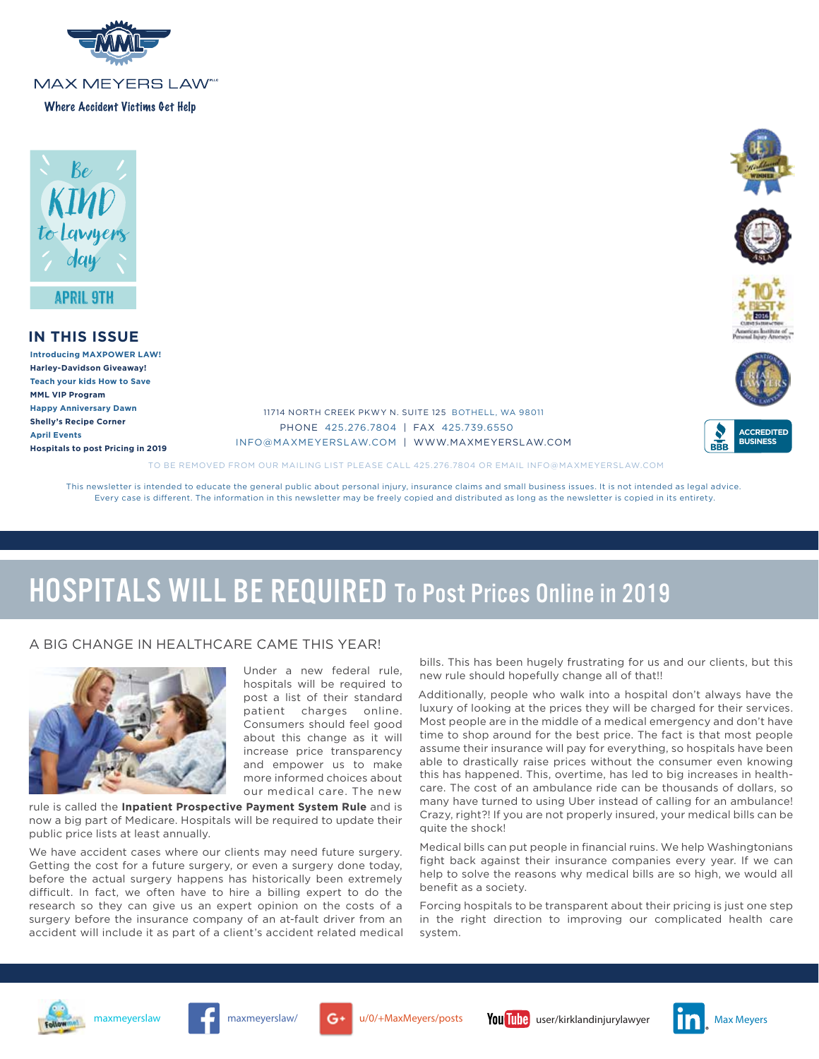MAX MEYERS LAW

Where Accident Victims Get Help

Be KIND to Lawyers day

APRIL 9TH

## IN THIS ISSUE

- Introducing MAXPOWER LAW!
- Harley-Davidson Giveaway!
- Teach your kids How to Save
- MML VIP Program
- Happy Anniversary Dawn
- Shelly's Recipe Corner
- April Events
- Hospitals to post Pricing in 2019

11714 NORTH CREEK PKWY N. SUITE 125 BOTHELL, WA 98011

PHONE 425.276.7804 | FAX 425.739.6550

INFO@MAXMEYERSLAW.COM | WWW.MAXMEYERSLAW.COM

ACCREDITED BUSINESS

TO BE REMOVED FROM OUR MAILING LIST PLEASE CALL 425.276.7804 OR EMAIL INFO@MAXMEYERSLAW.COM

This newsletter is intended to educate the general public about personal injury, insurance claims and small business issues. It is not intended as legal advice. Every case is different. The information in this newsletter may be freely copied and distributed as long as the newsletter is copied in its entirety.

# HOSPITALS WILL BE REQUIRED To Post Prices Online in 2019

## A BIG CHANGE IN HEALTHCARE CAME THIS YEAR!

Under a new federal rule, hospitals will be required to post a list of their standard patient charges online. Consumers should feel good about this change as it will increase price transparency and empower us to make more informed choices about our medical care. The new rule is called the **Inpatient Prospective Payment System Rule** and is now a big part of Medicare. Hospitals will be required to update their public price lists at least annually.

We have accident cases where our clients may need future surgery. Getting the cost for a future surgery, or even a surgery done today, before the actual surgery happens has historically been extremely difficult. In fact, we often have to hire a billing expert to do the research so they can give us an expert opinion on the costs of a surgery before the insurance company of an at-fault driver from an accident will include it as part of a client's accident related medical bills. This has been hugely frustrating for us and our clients, but this new rule should hopefully change all of that!!

Additionally, people who walk into a hospital don't always have the luxury of looking at the prices they will be charged for their services. Most people are in the middle of a medical emergency and don't have time to shop around for the best price. The fact is that most people assume their insurance will pay for everything, so hospitals have been able to drastically raise prices without the consumer even knowing this has happened. This, overtime, has led to big increases in health-care. The cost of an ambulance ride can be thousands of dollars, so many have turned to using Uber instead of calling for an ambulance! Crazy, right?! If you are not properly insured, your medical bills can be quite the shock!

Medical bills can put people in financial ruins. We help Washingtonians fight back against their insurance companies every year. If we can help to solve the reasons why medical bills are so high, we would all benefit as a society.

Forcing hospitals to be transparent about their pricing is just one step in the right direction to improving our complicated health care system.

maxmeyerslaw | maxmeyerslaw/ | u/0/+MaxMeyers/posts | user/kirklandinjurylawyer | Max Meyers